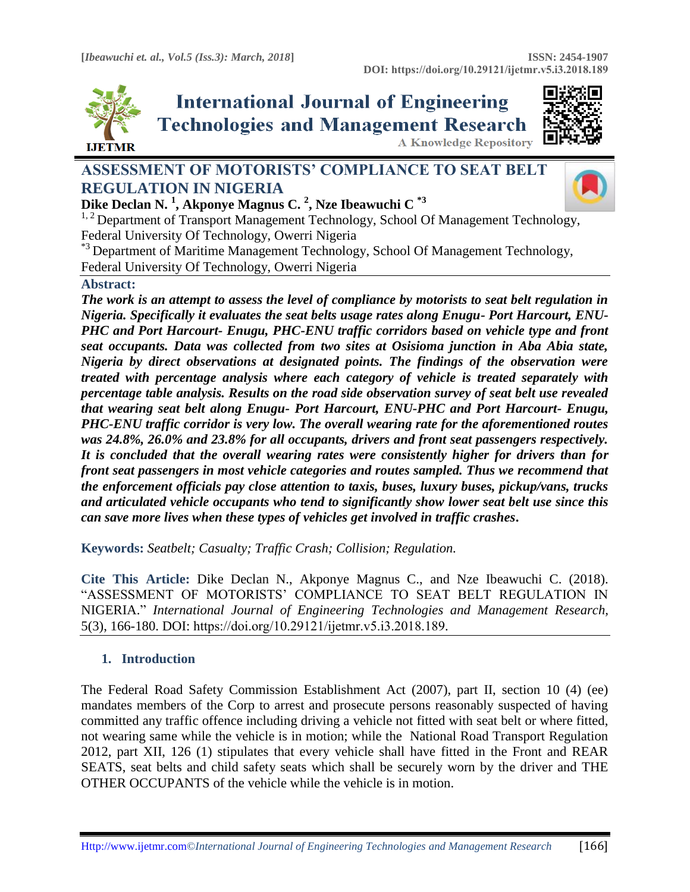# ASSESSMENT OF MOTORISTS' COMPLIANCE TO SEAT BELT REGULATION IN NIGERIA

**Dike Declan N.** [1]**, Akponye Magnus C.** [2]**, Nze Ibeawuchi C** [*3]

[1, 2] Department of Transport Management Technology, School Of Management Technology, Federal University Of Technology, Owerri Nigeria

[*3] Department of Maritime Management Technology, School Of Management Technology, Federal University Of Technology, Owerri Nigeria

**Abstract:**

***The work is an attempt to assess the level of compliance by motorists to seat belt regulation in Nigeria. Specifically it evaluates the seat belts usage rates along Enugu- Port Harcourt, ENU-PHC and Port Harcourt- Enugu, PHC-ENU traffic corridors based on vehicle type and front seat occupants. Data was collected from two sites at Osisioma junction in Aba Abia state, Nigeria by direct observations at designated points. The findings of the observation were treated with percentage analysis where each category of vehicle is treated separately with percentage table analysis. Results on the road side observation survey of seat belt use revealed that wearing seat belt along Enugu- Port Harcourt, ENU-PHC and Port Harcourt- Enugu, PHC-ENU traffic corridor is very low. The overall wearing rate for the aforementioned routes was 24.8%, 26.0% and 23.8% for all occupants, drivers and front seat passengers respectively. It is concluded that the overall wearing rates were consistently higher for drivers than for front seat passengers in most vehicle categories and routes sampled. Thus we recommend that the enforcement officials pay close attention to taxis, buses, luxury buses, pickup/vans, trucks and articulated vehicle occupants who tend to significantly show lower seat belt use since this can save more lives when these types of vehicles get involved in traffic crashes.***

**Keywords:** *Seatbelt; Casualty; Traffic Crash; Collision; Regulation.*

**Cite This Article:** Dike Declan N., Akponye Magnus C., and Nze Ibeawuchi C. (2018). "ASSESSMENT OF MOTORISTS' COMPLIANCE TO SEAT BELT REGULATION IN NIGERIA." *International Journal of Engineering Technologies and Management Research,* 5(3), 166-180. DOI: https://doi.org/10.29121/ijetmr.v5.i3.2018.189.

## 1. Introduction

The Federal Road Safety Commission Establishment Act (2007), part II, section 10 (4) (ee) mandates members of the Corp to arrest and prosecute persons reasonably suspected of having committed any traffic offence including driving a vehicle not fitted with seat belt or where fitted, not wearing same while the vehicle is in motion; while the National Road Transport Regulation 2012, part XII, 126 (1) stipulates that every vehicle shall have fitted in the Front and REAR SEATS, seat belts and child safety seats which shall be securely worn by the driver and THE OTHER OCCUPANTS of the vehicle while the vehicle is in motion.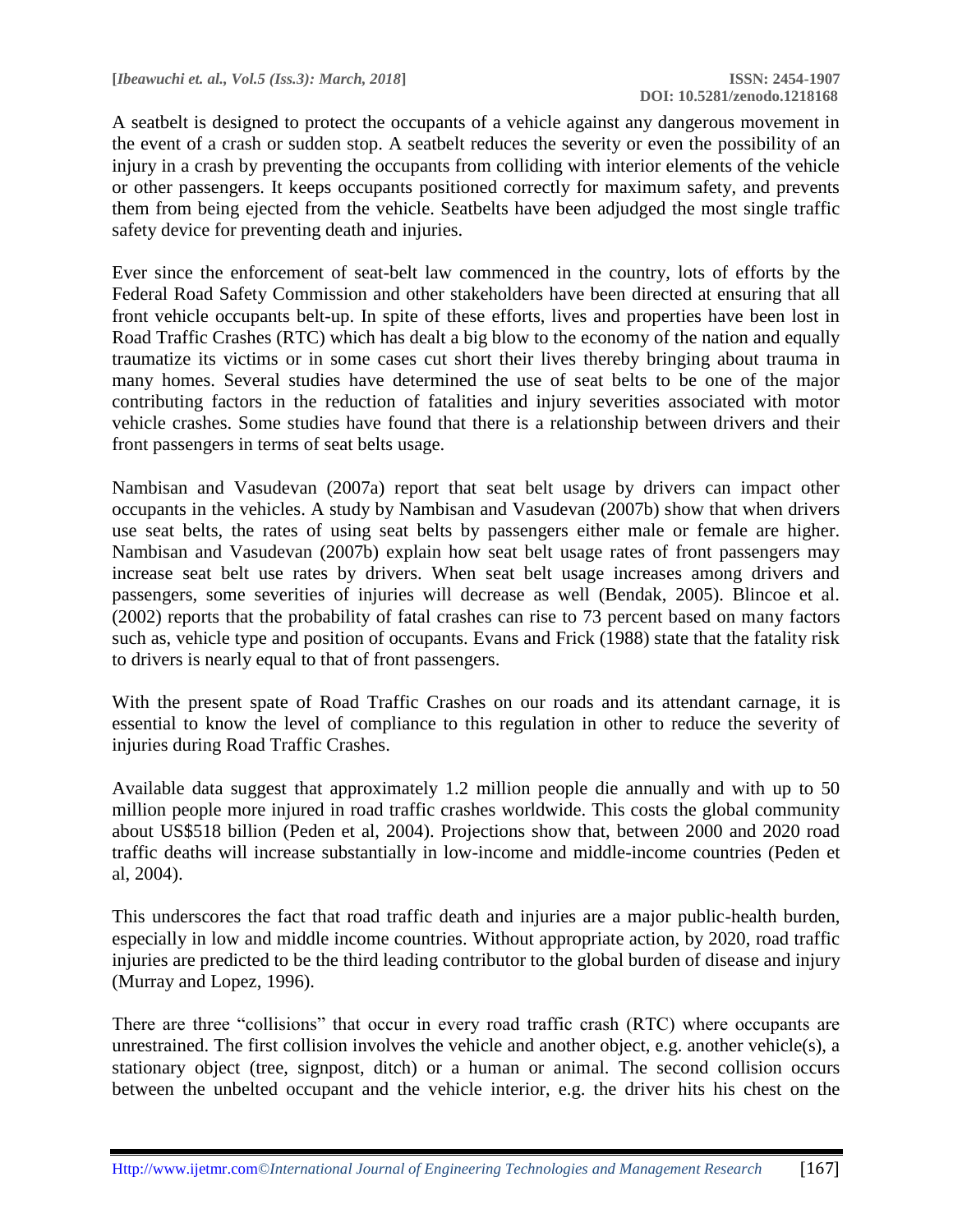A seatbelt is designed to protect the occupants of a vehicle against any dangerous movement in the event of a crash or sudden stop. A seatbelt reduces the severity or even the possibility of an injury in a crash by preventing the occupants from colliding with interior elements of the vehicle or other passengers. It keeps occupants positioned correctly for maximum safety, and prevents them from being ejected from the vehicle. Seatbelts have been adjudged the most single traffic safety device for preventing death and injuries.

Ever since the enforcement of seat-belt law commenced in the country, lots of efforts by the Federal Road Safety Commission and other stakeholders have been directed at ensuring that all front vehicle occupants belt-up. In spite of these efforts, lives and properties have been lost in Road Traffic Crashes (RTC) which has dealt a big blow to the economy of the nation and equally traumatize its victims or in some cases cut short their lives thereby bringing about trauma in many homes. Several studies have determined the use of seat belts to be one of the major contributing factors in the reduction of fatalities and injury severities associated with motor vehicle crashes. Some studies have found that there is a relationship between drivers and their front passengers in terms of seat belts usage.

Nambisan and Vasudevan (2007a) report that seat belt usage by drivers can impact other occupants in the vehicles. A study by Nambisan and Vasudevan (2007b) show that when drivers use seat belts, the rates of using seat belts by passengers either male or female are higher. Nambisan and Vasudevan (2007b) explain how seat belt usage rates of front passengers may increase seat belt use rates by drivers. When seat belt usage increases among drivers and passengers, some severities of injuries will decrease as well (Bendak, 2005). Blincoe et al. (2002) reports that the probability of fatal crashes can rise to 73 percent based on many factors such as, vehicle type and position of occupants. Evans and Frick (1988) state that the fatality risk to drivers is nearly equal to that of front passengers.

With the present spate of Road Traffic Crashes on our roads and its attendant carnage, it is essential to know the level of compliance to this regulation in other to reduce the severity of injuries during Road Traffic Crashes.

Available data suggest that approximately 1.2 million people die annually and with up to 50 million people more injured in road traffic crashes worldwide. This costs the global community about US$518 billion (Peden et al, 2004). Projections show that, between 2000 and 2020 road traffic deaths will increase substantially in low-income and middle-income countries (Peden et al, 2004).

This underscores the fact that road traffic death and injuries are a major public-health burden, especially in low and middle income countries. Without appropriate action, by 2020, road traffic injuries are predicted to be the third leading contributor to the global burden of disease and injury (Murray and Lopez, 1996).

There are three "collisions" that occur in every road traffic crash (RTC) where occupants are unrestrained. The first collision involves the vehicle and another object, e.g. another vehicle(s), a stationary object (tree, signpost, ditch) or a human or animal. The second collision occurs between the unbelted occupant and the vehicle interior, e.g. the driver hits his chest on the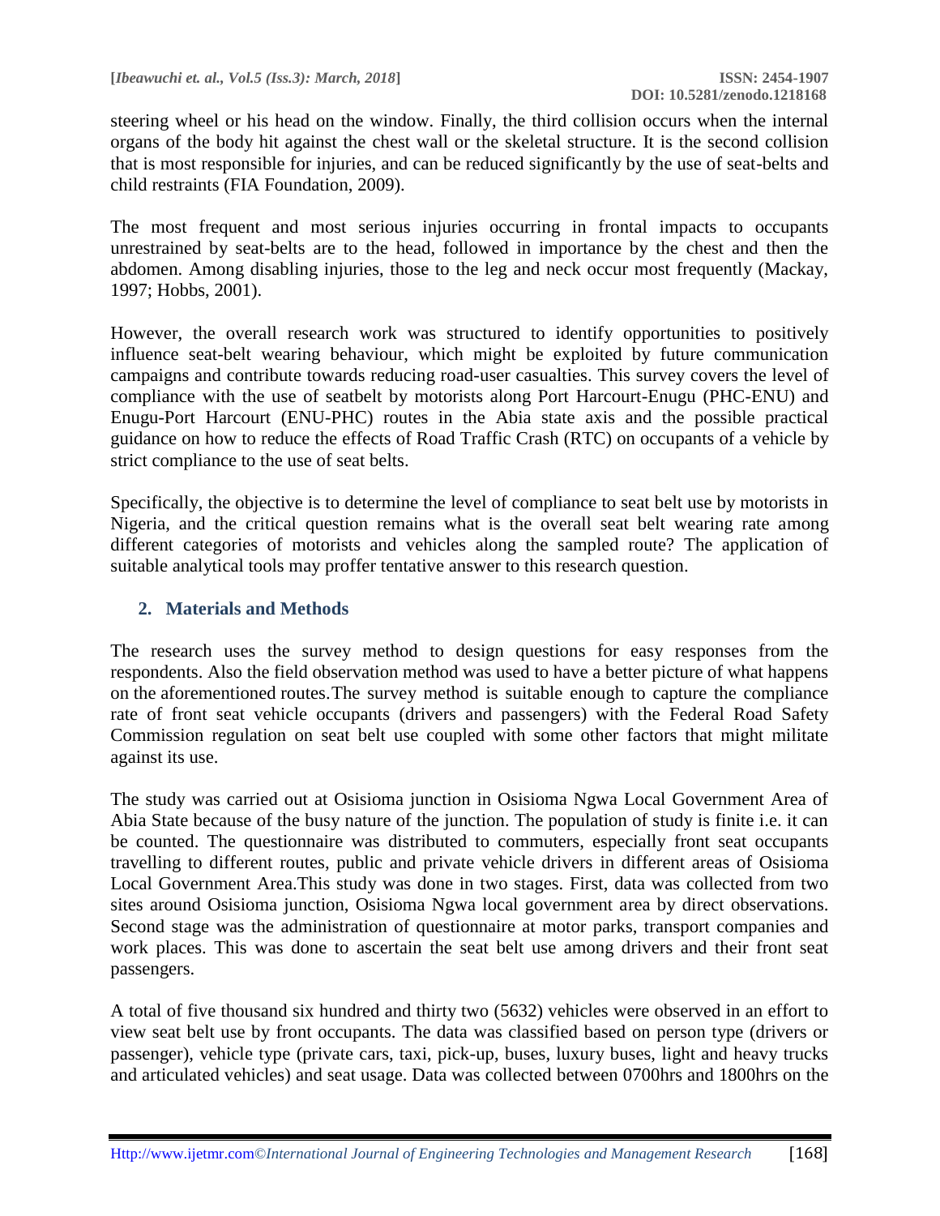steering wheel or his head on the window. Finally, the third collision occurs when the internal organs of the body hit against the chest wall or the skeletal structure. It is the second collision that is most responsible for injuries, and can be reduced significantly by the use of seat-belts and child restraints (FIA Foundation, 2009).

The most frequent and most serious injuries occurring in frontal impacts to occupants unrestrained by seat-belts are to the head, followed in importance by the chest and then the abdomen. Among disabling injuries, those to the leg and neck occur most frequently (Mackay, 1997; Hobbs, 2001).

However, the overall research work was structured to identify opportunities to positively influence seat-belt wearing behaviour, which might be exploited by future communication campaigns and contribute towards reducing road-user casualties. This survey covers the level of compliance with the use of seatbelt by motorists along Port Harcourt-Enugu (PHC-ENU) and Enugu-Port Harcourt (ENU-PHC) routes in the Abia state axis and the possible practical guidance on how to reduce the effects of Road Traffic Crash (RTC) on occupants of a vehicle by strict compliance to the use of seat belts.

Specifically, the objective is to determine the level of compliance to seat belt use by motorists in Nigeria, and the critical question remains what is the overall seat belt wearing rate among different categories of motorists and vehicles along the sampled route? The application of suitable analytical tools may proffer tentative answer to this research question.

## 2. Materials and Methods

The research uses the survey method to design questions for easy responses from the respondents. Also the field observation method was used to have a better picture of what happens on the aforementioned routes.The survey method is suitable enough to capture the compliance rate of front seat vehicle occupants (drivers and passengers) with the Federal Road Safety Commission regulation on seat belt use coupled with some other factors that might militate against its use.

The study was carried out at Osisioma junction in Osisioma Ngwa Local Government Area of Abia State because of the busy nature of the junction. The population of study is finite i.e. it can be counted. The questionnaire was distributed to commuters, especially front seat occupants travelling to different routes, public and private vehicle drivers in different areas of Osisioma Local Government Area.This study was done in two stages. First, data was collected from two sites around Osisioma junction, Osisioma Ngwa local government area by direct observations. Second stage was the administration of questionnaire at motor parks, transport companies and work places. This was done to ascertain the seat belt use among drivers and their front seat passengers.

A total of five thousand six hundred and thirty two (5632) vehicles were observed in an effort to view seat belt use by front occupants. The data was classified based on person type (drivers or passenger), vehicle type (private cars, taxi, pick-up, buses, luxury buses, light and heavy trucks and articulated vehicles) and seat usage. Data was collected between 0700hrs and 1800hrs on the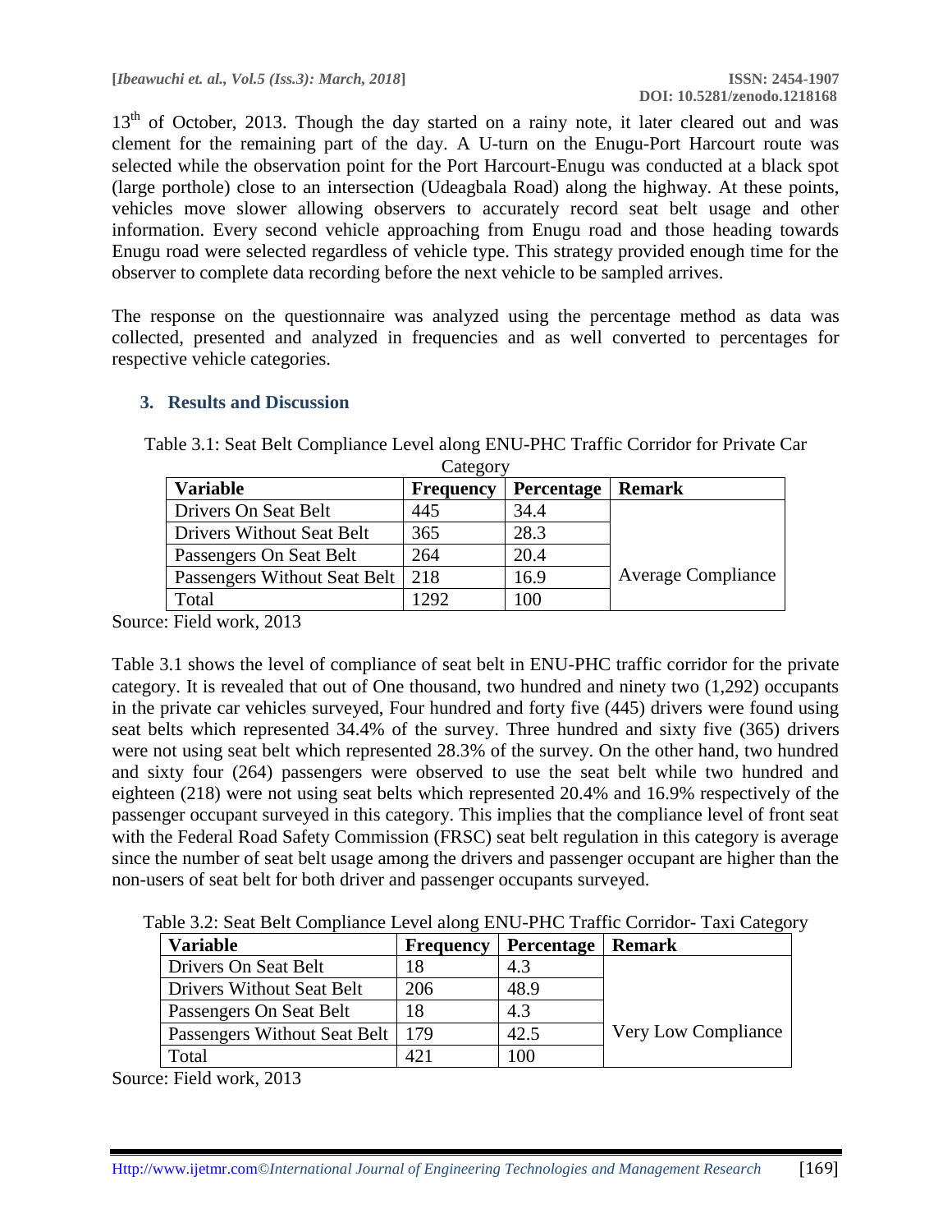13th of October, 2013. Though the day started on a rainy note, it later cleared out and was clement for the remaining part of the day. A U-turn on the Enugu-Port Harcourt route was selected while the observation point for the Port Harcourt-Enugu was conducted at a black spot (large porthole) close to an intersection (Udeagbala Road) along the highway. At these points, vehicles move slower allowing observers to accurately record seat belt usage and other information. Every second vehicle approaching from Enugu road and those heading towards Enugu road were selected regardless of vehicle type. This strategy provided enough time for the observer to complete data recording before the next vehicle to be sampled arrives.

The response on the questionnaire was analyzed using the percentage method as data was collected, presented and analyzed in frequencies and as well converted to percentages for respective vehicle categories.

## 3. Results and Discussion

Table 3.1: Seat Belt Compliance Level along ENU-PHC Traffic Corridor for Private Car Category

| Variable | Frequency | Percentage | Remark |
|---|---|---|---|
| Drivers On Seat Belt | 445 | 34.4 | Average Compliance |
| Drivers Without Seat Belt | 365 | 28.3 | |
| Passengers On Seat Belt | 264 | 20.4 | |
| Passengers Without Seat Belt | 218 | 16.9 | |
| Total | 1292 | 100 | |

Source: Field work, 2013

Table 3.1 shows the level of compliance of seat belt in ENU-PHC traffic corridor for the private category. It is revealed that out of One thousand, two hundred and ninety two (1,292) occupants in the private car vehicles surveyed, Four hundred and forty five (445) drivers were found using seat belts which represented 34.4% of the survey. Three hundred and sixty five (365) drivers were not using seat belt which represented 28.3% of the survey. On the other hand, two hundred and sixty four (264) passengers were observed to use the seat belt while two hundred and eighteen (218) were not using seat belts which represented 20.4% and 16.9% respectively of the passenger occupant surveyed in this category. This implies that the compliance level of front seat with the Federal Road Safety Commission (FRSC) seat belt regulation in this category is average since the number of seat belt usage among the drivers and passenger occupant are higher than the non-users of seat belt for both driver and passenger occupants surveyed.

Table 3.2: Seat Belt Compliance Level along ENU-PHC Traffic Corridor- Taxi Category

| Variable | Frequency | Percentage | Remark |
|---|---|---|---|
| Drivers On Seat Belt | 18 | 4.3 | Very Low Compliance |
| Drivers Without Seat Belt | 206 | 48.9 | |
| Passengers On Seat Belt | 18 | 4.3 | |
| Passengers Without Seat Belt | 179 | 42.5 | |
| Total | 421 | 100 | |

Source: Field work, 2013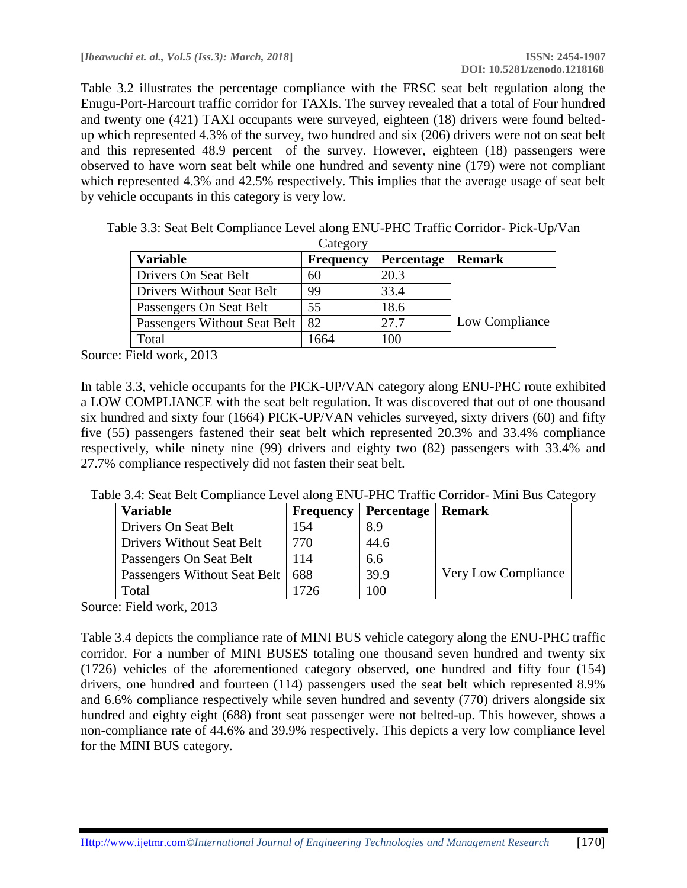Table 3.2 illustrates the percentage compliance with the FRSC seat belt regulation along the Enugu-Port-Harcourt traffic corridor for TAXIs. The survey revealed that a total of Four hundred and twenty one (421) TAXI occupants were surveyed, eighteen (18) drivers were found belted-up which represented 4.3% of the survey, two hundred and six (206) drivers were not on seat belt and this represented 48.9 percent of the survey. However, eighteen (18) passengers were observed to have worn seat belt while one hundred and seventy nine (179) were not compliant which represented 4.3% and 42.5% respectively. This implies that the average usage of seat belt by vehicle occupants in this category is very low.

Table 3.3: Seat Belt Compliance Level along ENU-PHC Traffic Corridor- Pick-Up/Van Category

| Variable | Frequency | Percentage | Remark |
| --- | --- | --- | --- |
| Drivers On Seat Belt | 60 | 20.3 | Low Compliance |
| Drivers Without Seat Belt | 99 | 33.4 | |
| Passengers On Seat Belt | 55 | 18.6 | |
| Passengers Without Seat Belt | 82 | 27.7 | |
| Total | 1664 | 100 | |

Source: Field work, 2013

In table 3.3, vehicle occupants for the PICK-UP/VAN category along ENU-PHC route exhibited a LOW COMPLIANCE with the seat belt regulation. It was discovered that out of one thousand six hundred and sixty four (1664) PICK-UP/VAN vehicles surveyed, sixty drivers (60) and fifty five (55) passengers fastened their seat belt which represented 20.3% and 33.4% compliance respectively, while ninety nine (99) drivers and eighty two (82) passengers with 33.4% and 27.7% compliance respectively did not fasten their seat belt.

Table 3.4: Seat Belt Compliance Level along ENU-PHC Traffic Corridor- Mini Bus Category

| Variable | Frequency | Percentage | Remark |
| --- | --- | --- | --- |
| Drivers On Seat Belt | 154 | 8.9 | Very Low Compliance |
| Drivers Without Seat Belt | 770 | 44.6 | |
| Passengers On Seat Belt | 114 | 6.6 | |
| Passengers Without Seat Belt | 688 | 39.9 | |
| Total | 1726 | 100 | |

Source: Field work, 2013

Table 3.4 depicts the compliance rate of MINI BUS vehicle category along the ENU-PHC traffic corridor. For a number of MINI BUSES totaling one thousand seven hundred and twenty six (1726) vehicles of the aforementioned category observed, one hundred and fifty four (154) drivers, one hundred and fourteen (114) passengers used the seat belt which represented 8.9% and 6.6% compliance respectively while seven hundred and seventy (770) drivers alongside six hundred and eighty eight (688) front seat passenger were not belted-up. This however, shows a non-compliance rate of 44.6% and 39.9% respectively. This depicts a very low compliance level for the MINI BUS category.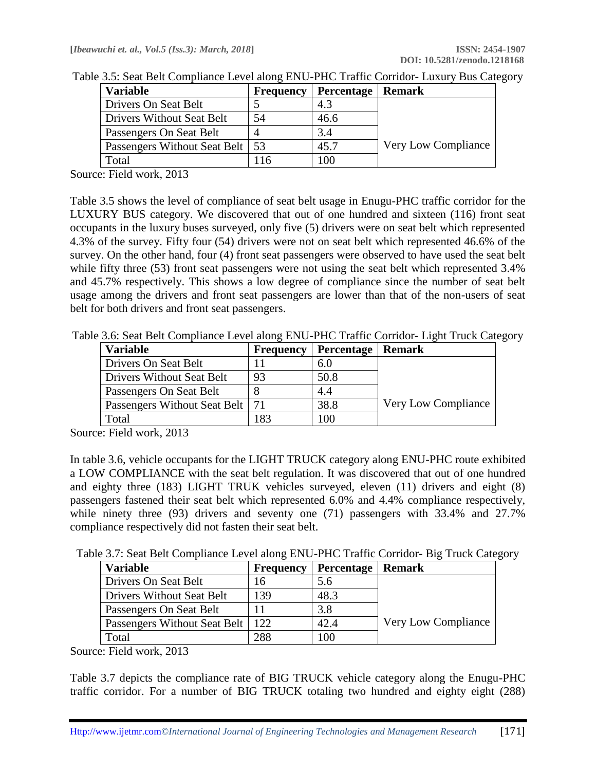Table 3.5: Seat Belt Compliance Level along ENU-PHC Traffic Corridor- Luxury Bus Category

| Variable | Frequency | Percentage | Remark |
|---|---|---|---|
| Drivers On Seat Belt | 5 | 4.3 | Very Low Compliance |
| Drivers Without Seat Belt | 54 | 46.6 | |
| Passengers On Seat Belt | 4 | 3.4 | |
| Passengers Without Seat Belt | 53 | 45.7 | |
| Total | 116 | 100 | |

Source: Field work, 2013

Table 3.5 shows the level of compliance of seat belt usage in Enugu-PHC traffic corridor for the LUXURY BUS category. We discovered that out of one hundred and sixteen (116) front seat occupants in the luxury buses surveyed, only five (5) drivers were on seat belt which represented 4.3% of the survey. Fifty four (54) drivers were not on seat belt which represented 46.6% of the survey. On the other hand, four (4) front seat passengers were observed to have used the seat belt while fifty three (53) front seat passengers were not using the seat belt which represented 3.4% and 45.7% respectively. This shows a low degree of compliance since the number of seat belt usage among the drivers and front seat passengers are lower than that of the non-users of seat belt for both drivers and front seat passengers.

Table 3.6: Seat Belt Compliance Level along ENU-PHC Traffic Corridor- Light Truck Category

| Variable | Frequency | Percentage | Remark |
|---|---|---|---|
| Drivers On Seat Belt | 11 | 6.0 | Very Low Compliance |
| Drivers Without Seat Belt | 93 | 50.8 | |
| Passengers On Seat Belt | 8 | 4.4 | |
| Passengers Without Seat Belt | 71 | 38.8 | |
| Total | 183 | 100 | |

Source: Field work, 2013

In table 3.6, vehicle occupants for the LIGHT TRUCK category along ENU-PHC route exhibited a LOW COMPLIANCE with the seat belt regulation. It was discovered that out of one hundred and eighty three (183) LIGHT TRUK vehicles surveyed, eleven (11) drivers and eight (8) passengers fastened their seat belt which represented 6.0% and 4.4% compliance respectively, while ninety three (93) drivers and seventy one (71) passengers with 33.4% and 27.7% compliance respectively did not fasten their seat belt.

Table 3.7: Seat Belt Compliance Level along ENU-PHC Traffic Corridor- Big Truck Category

| Variable | Frequency | Percentage | Remark |
|---|---|---|---|
| Drivers On Seat Belt | 16 | 5.6 | Very Low Compliance |
| Drivers Without Seat Belt | 139 | 48.3 | |
| Passengers On Seat Belt | 11 | 3.8 | |
| Passengers Without Seat Belt | 122 | 42.4 | |
| Total | 288 | 100 | |

Source: Field work, 2013

Table 3.7 depicts the compliance rate of BIG TRUCK vehicle category along the Enugu-PHC traffic corridor. For a number of BIG TRUCK totaling two hundred and eighty eight (288)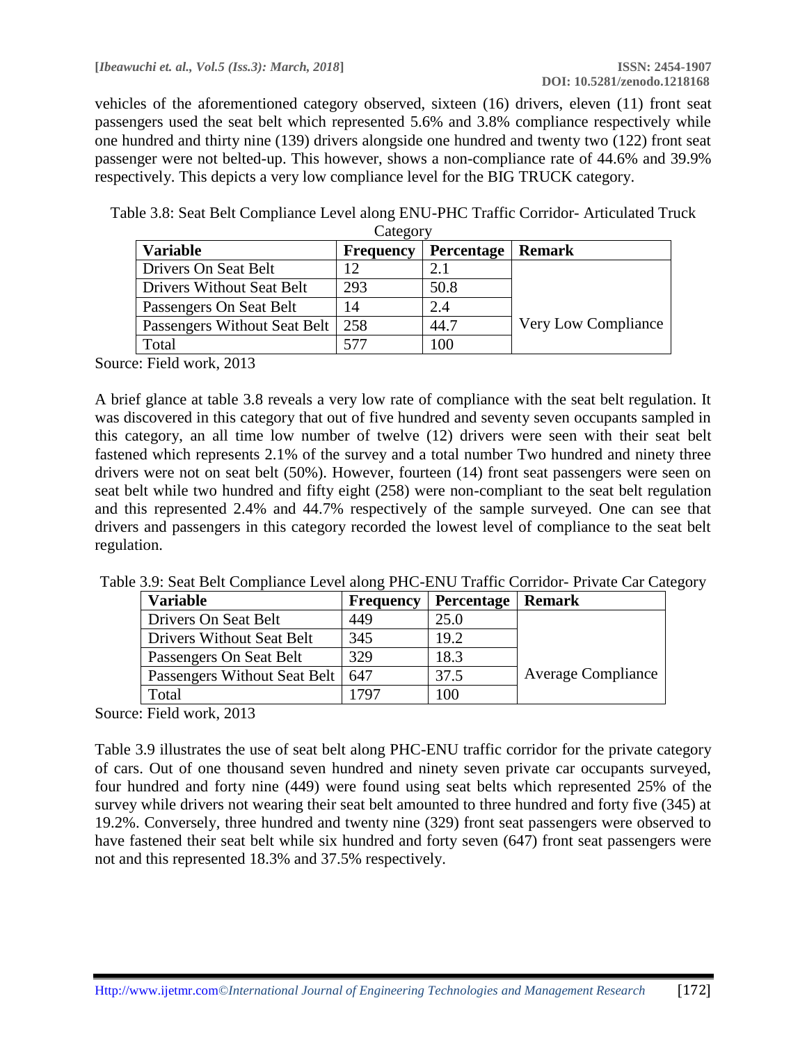vehicles of the aforementioned category observed, sixteen (16) drivers, eleven (11) front seat passengers used the seat belt which represented 5.6% and 3.8% compliance respectively while one hundred and thirty nine (139) drivers alongside one hundred and twenty two (122) front seat passenger were not belted-up. This however, shows a non-compliance rate of 44.6% and 39.9% respectively. This depicts a very low compliance level for the BIG TRUCK category.

Table 3.8: Seat Belt Compliance Level along ENU-PHC Traffic Corridor- Articulated Truck Category

| Variable | Frequency | Percentage | Remark |
|---|---|---|---|
| Drivers On Seat Belt | 12 | 2.1 | Very Low Compliance |
| Drivers Without Seat Belt | 293 | 50.8 | |
| Passengers On Seat Belt | 14 | 2.4 | |
| Passengers Without Seat Belt | 258 | 44.7 | |
| Total | 577 | 100 | |

Source: Field work, 2013

A brief glance at table 3.8 reveals a very low rate of compliance with the seat belt regulation. It was discovered in this category that out of five hundred and seventy seven occupants sampled in this category, an all time low number of twelve (12) drivers were seen with their seat belt fastened which represents 2.1% of the survey and a total number Two hundred and ninety three drivers were not on seat belt (50%). However, fourteen (14) front seat passengers were seen on seat belt while two hundred and fifty eight (258) were non-compliant to the seat belt regulation and this represented 2.4% and 44.7% respectively of the sample surveyed. One can see that drivers and passengers in this category recorded the lowest level of compliance to the seat belt regulation.

Table 3.9: Seat Belt Compliance Level along PHC-ENU Traffic Corridor- Private Car Category

| Variable | Frequency | Percentage | Remark |
|---|---|---|---|
| Drivers On Seat Belt | 449 | 25.0 | Average Compliance |
| Drivers Without Seat Belt | 345 | 19.2 | |
| Passengers On Seat Belt | 329 | 18.3 | |
| Passengers Without Seat Belt | 647 | 37.5 | |
| Total | 1797 | 100 | |

Source: Field work, 2013

Table 3.9 illustrates the use of seat belt along PHC-ENU traffic corridor for the private category of cars. Out of one thousand seven hundred and ninety seven private car occupants surveyed, four hundred and forty nine (449) were found using seat belts which represented 25% of the survey while drivers not wearing their seat belt amounted to three hundred and forty five (345) at 19.2%. Conversely, three hundred and twenty nine (329) front seat passengers were observed to have fastened their seat belt while six hundred and forty seven (647) front seat passengers were not and this represented 18.3% and 37.5% respectively.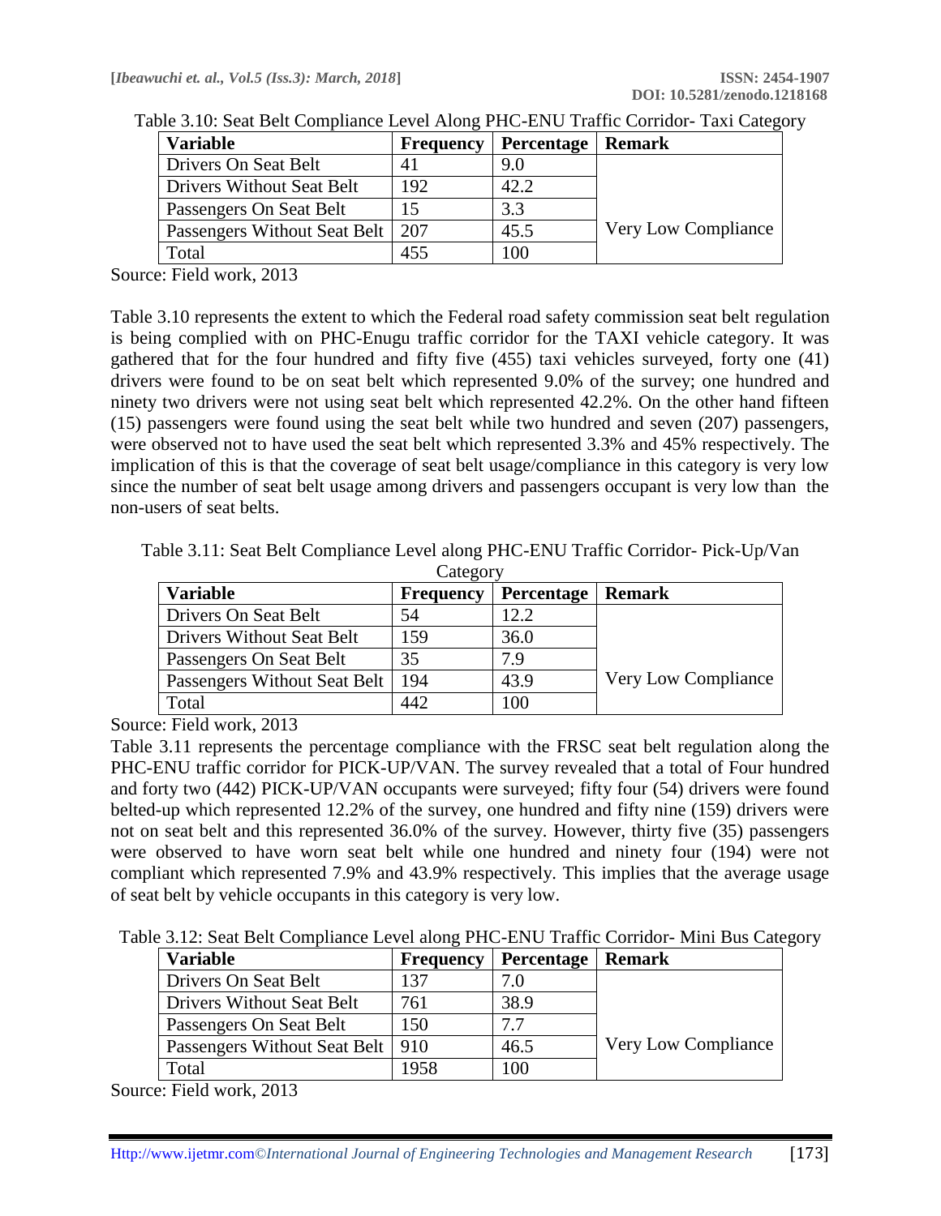Table 3.10: Seat Belt Compliance Level Along PHC-ENU Traffic Corridor- Taxi Category

| Variable | Frequency | Percentage | Remark |
|---|---|---|---|
| Drivers On Seat Belt | 41 | 9.0 | Very Low Compliance |
| Drivers Without Seat Belt | 192 | 42.2 | |
| Passengers On Seat Belt | 15 | 3.3 | |
| Passengers Without Seat Belt | 207 | 45.5 | |
| Total | 455 | 100 | |

Source: Field work, 2013

Table 3.10 represents the extent to which the Federal road safety commission seat belt regulation is being complied with on PHC-Enugu traffic corridor for the TAXI vehicle category. It was gathered that for the four hundred and fifty five (455) taxi vehicles surveyed, forty one (41) drivers were found to be on seat belt which represented 9.0% of the survey; one hundred and ninety two drivers were not using seat belt which represented 42.2%. On the other hand fifteen (15) passengers were found using the seat belt while two hundred and seven (207) passengers, were observed not to have used the seat belt which represented 3.3% and 45% respectively. The implication of this is that the coverage of seat belt usage/compliance in this category is very low since the number of seat belt usage among drivers and passengers occupant is very low than the non-users of seat belts.

Table 3.11: Seat Belt Compliance Level along PHC-ENU Traffic Corridor- Pick-Up/Van Category

| Variable | Frequency | Percentage | Remark |
|---|---|---|---|
| Drivers On Seat Belt | 54 | 12.2 | Very Low Compliance |
| Drivers Without Seat Belt | 159 | 36.0 | |
| Passengers On Seat Belt | 35 | 7.9 | |
| Passengers Without Seat Belt | 194 | 43.9 | |
| Total | 442 | 100 | |

Source: Field work, 2013

Table 3.11 represents the percentage compliance with the FRSC seat belt regulation along the PHC-ENU traffic corridor for PICK-UP/VAN. The survey revealed that a total of Four hundred and forty two (442) PICK-UP/VAN occupants were surveyed; fifty four (54) drivers were found belted-up which represented 12.2% of the survey, one hundred and fifty nine (159) drivers were not on seat belt and this represented 36.0% of the survey. However, thirty five (35) passengers were observed to have worn seat belt while one hundred and ninety four (194) were not compliant which represented 7.9% and 43.9% respectively. This implies that the average usage of seat belt by vehicle occupants in this category is very low.

Table 3.12: Seat Belt Compliance Level along PHC-ENU Traffic Corridor- Mini Bus Category

| Variable | Frequency | Percentage | Remark |
|---|---|---|---|
| Drivers On Seat Belt | 137 | 7.0 | Very Low Compliance |
| Drivers Without Seat Belt | 761 | 38.9 | |
| Passengers On Seat Belt | 150 | 7.7 | |
| Passengers Without Seat Belt | 910 | 46.5 | |
| Total | 1958 | 100 | |

Source: Field work, 2013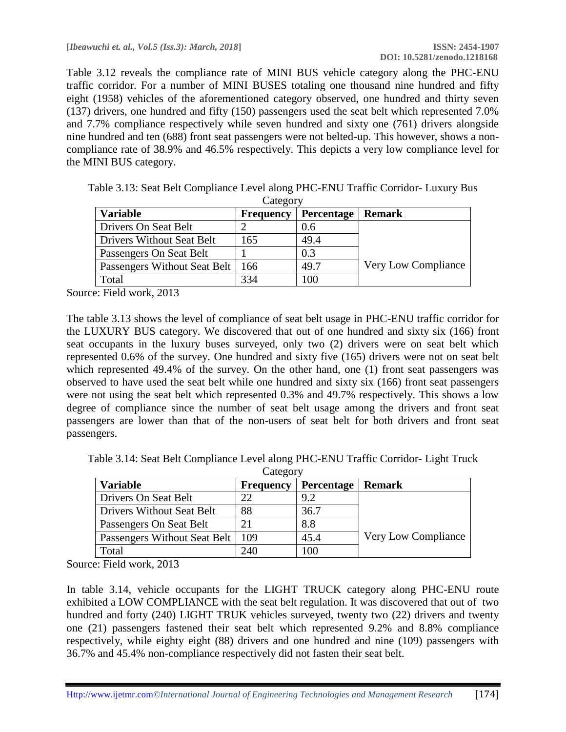Table 3.12 reveals the compliance rate of MINI BUS vehicle category along the PHC-ENU traffic corridor. For a number of MINI BUSES totaling one thousand nine hundred and fifty eight (1958) vehicles of the aforementioned category observed, one hundred and thirty seven (137) drivers, one hundred and fifty (150) passengers used the seat belt which represented 7.0% and 7.7% compliance respectively while seven hundred and sixty one (761) drivers alongside nine hundred and ten (688) front seat passengers were not belted-up. This however, shows a non-compliance rate of 38.9% and 46.5% respectively. This depicts a very low compliance level for the MINI BUS category.

Table 3.13: Seat Belt Compliance Level along PHC-ENU Traffic Corridor- Luxury Bus Category

| Variable | Frequency | Percentage | Remark |
|---|---|---|---|
| Drivers On Seat Belt | 2 | 0.6 | Very Low Compliance |
| Drivers Without Seat Belt | 165 | 49.4 | |
| Passengers On Seat Belt | 1 | 0.3 | |
| Passengers Without Seat Belt | 166 | 49.7 | |
| Total | 334 | 100 | |

Source: Field work, 2013

The table 3.13 shows the level of compliance of seat belt usage in PHC-ENU traffic corridor for the LUXURY BUS category. We discovered that out of one hundred and sixty six (166) front seat occupants in the luxury buses surveyed, only two (2) drivers were on seat belt which represented 0.6% of the survey. One hundred and sixty five (165) drivers were not on seat belt which represented 49.4% of the survey. On the other hand, one (1) front seat passengers was observed to have used the seat belt while one hundred and sixty six (166) front seat passengers were not using the seat belt which represented 0.3% and 49.7% respectively. This shows a low degree of compliance since the number of seat belt usage among the drivers and front seat passengers are lower than that of the non-users of seat belt for both drivers and front seat passengers.

Table 3.14: Seat Belt Compliance Level along PHC-ENU Traffic Corridor- Light Truck Category

| Variable | Frequency | Percentage | Remark |
|---|---|---|---|
| Drivers On Seat Belt | 22 | 9.2 | Very Low Compliance |
| Drivers Without Seat Belt | 88 | 36.7 | |
| Passengers On Seat Belt | 21 | 8.8 | |
| Passengers Without Seat Belt | 109 | 45.4 | |
| Total | 240 | 100 | |

Source: Field work, 2013

In table 3.14, vehicle occupants for the LIGHT TRUCK category along PHC-ENU route exhibited a LOW COMPLIANCE with the seat belt regulation. It was discovered that out of two hundred and forty (240) LIGHT TRUK vehicles surveyed, twenty two (22) drivers and twenty one (21) passengers fastened their seat belt which represented 9.2% and 8.8% compliance respectively, while eighty eight (88) drivers and one hundred and nine (109) passengers with 36.7% and 45.4% non-compliance respectively did not fasten their seat belt.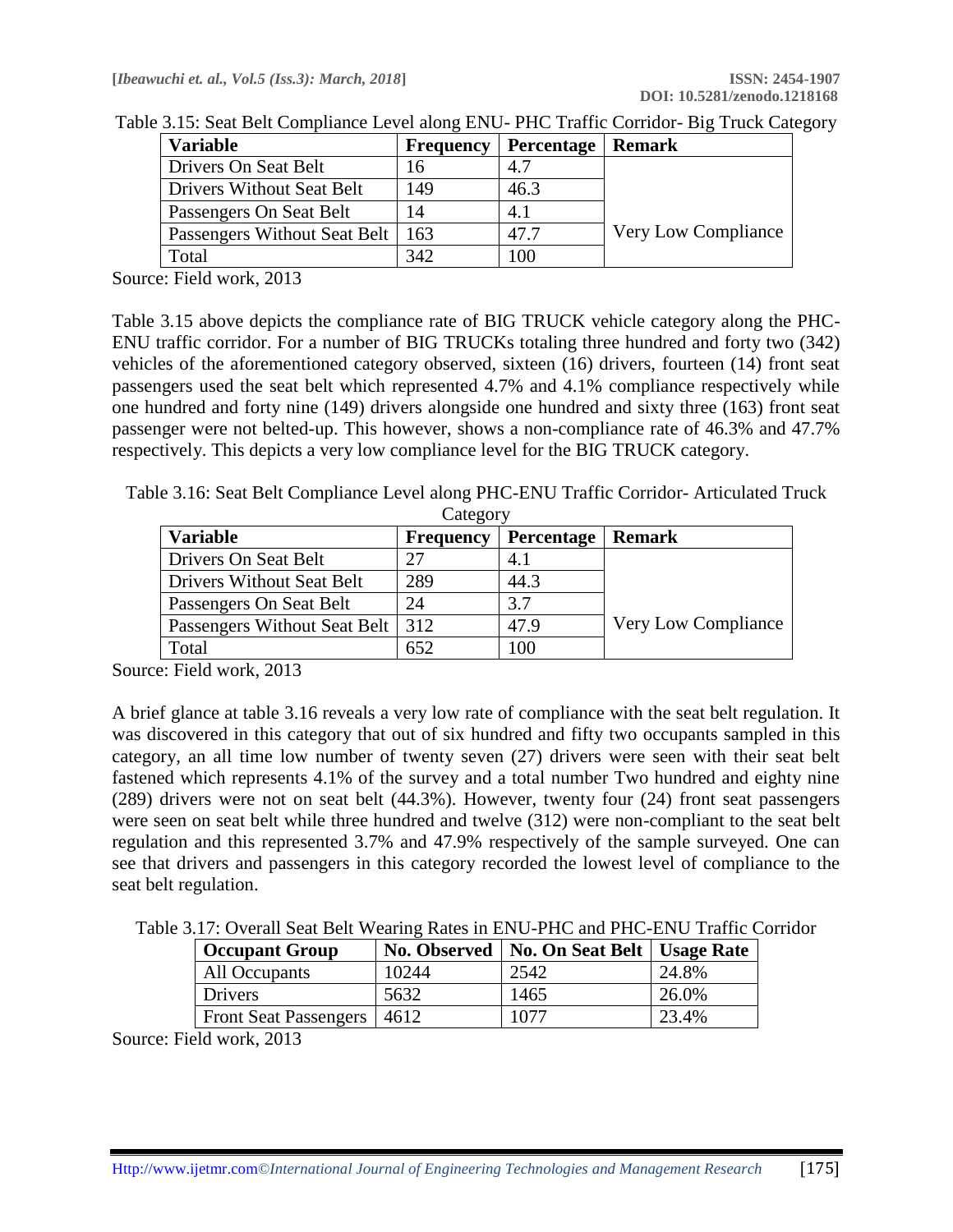Table 3.15: Seat Belt Compliance Level along ENU- PHC Traffic Corridor- Big Truck Category

| Variable | Frequency | Percentage | Remark |
|---|---|---|---|
| Drivers On Seat Belt | 16 | 4.7 | Very Low Compliance |
| Drivers Without Seat Belt | 149 | 46.3 | |
| Passengers On Seat Belt | 14 | 4.1 | |
| Passengers Without Seat Belt | 163 | 47.7 | |
| Total | 342 | 100 | |

Source: Field work, 2013

Table 3.15 above depicts the compliance rate of BIG TRUCK vehicle category along the PHC-ENU traffic corridor. For a number of BIG TRUCKs totaling three hundred and forty two (342) vehicles of the aforementioned category observed, sixteen (16) drivers, fourteen (14) front seat passengers used the seat belt which represented 4.7% and 4.1% compliance respectively while one hundred and forty nine (149) drivers alongside one hundred and sixty three (163) front seat passenger were not belted-up. This however, shows a non-compliance rate of 46.3% and 47.7% respectively. This depicts a very low compliance level for the BIG TRUCK category.

Table 3.16: Seat Belt Compliance Level along PHC-ENU Traffic Corridor- Articulated Truck Category

| Variable | Frequency | Percentage | Remark |
|---|---|---|---|
| Drivers On Seat Belt | 27 | 4.1 | Very Low Compliance |
| Drivers Without Seat Belt | 289 | 44.3 | |
| Passengers On Seat Belt | 24 | 3.7 | |
| Passengers Without Seat Belt | 312 | 47.9 | |
| Total | 652 | 100 | |

Source: Field work, 2013

A brief glance at table 3.16 reveals a very low rate of compliance with the seat belt regulation. It was discovered in this category that out of six hundred and fifty two occupants sampled in this category, an all time low number of twenty seven (27) drivers were seen with their seat belt fastened which represents 4.1% of the survey and a total number Two hundred and eighty nine (289) drivers were not on seat belt (44.3%). However, twenty four (24) front seat passengers were seen on seat belt while three hundred and twelve (312) were non-compliant to the seat belt regulation and this represented 3.7% and 47.9% respectively of the sample surveyed. One can see that drivers and passengers in this category recorded the lowest level of compliance to the seat belt regulation.

Table 3.17: Overall Seat Belt Wearing Rates in ENU-PHC and PHC-ENU Traffic Corridor

| Occupant Group | No. Observed | No. On Seat Belt | Usage Rate |
|---|---|---|---|
| All Occupants | 10244 | 2542 | 24.8% |
| Drivers | 5632 | 1465 | 26.0% |
| Front Seat Passengers | 4612 | 1077 | 23.4% |

Source: Field work, 2013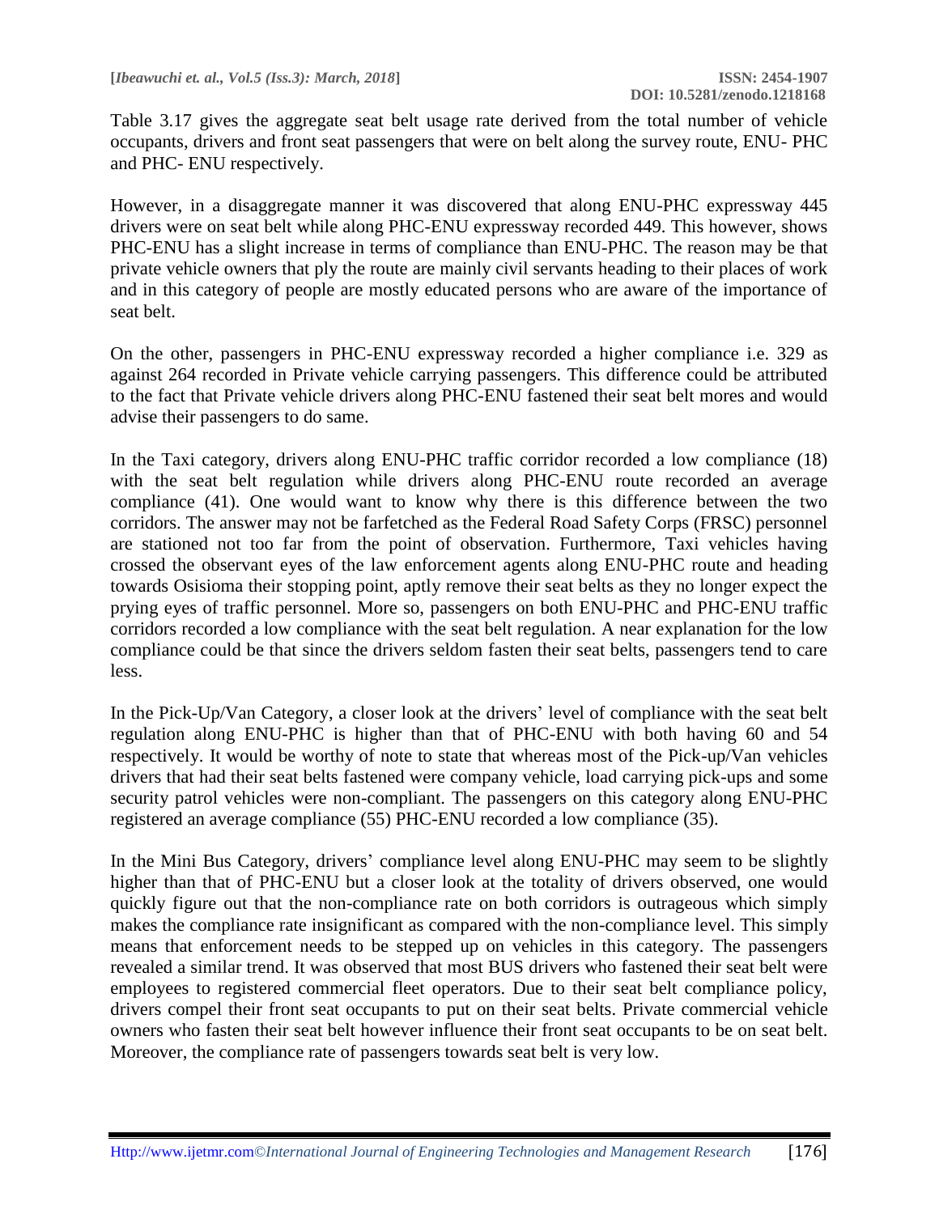Table 3.17 gives the aggregate seat belt usage rate derived from the total number of vehicle occupants, drivers and front seat passengers that were on belt along the survey route, ENU- PHC and PHC- ENU respectively.

However, in a disaggregate manner it was discovered that along ENU-PHC expressway 445 drivers were on seat belt while along PHC-ENU expressway recorded 449. This however, shows PHC-ENU has a slight increase in terms of compliance than ENU-PHC. The reason may be that private vehicle owners that ply the route are mainly civil servants heading to their places of work and in this category of people are mostly educated persons who are aware of the importance of seat belt.

On the other, passengers in PHC-ENU expressway recorded a higher compliance i.e. 329 as against 264 recorded in Private vehicle carrying passengers. This difference could be attributed to the fact that Private vehicle drivers along PHC-ENU fastened their seat belt mores and would advise their passengers to do same.

In the Taxi category, drivers along ENU-PHC traffic corridor recorded a low compliance (18) with the seat belt regulation while drivers along PHC-ENU route recorded an average compliance (41). One would want to know why there is this difference between the two corridors. The answer may not be farfetched as the Federal Road Safety Corps (FRSC) personnel are stationed not too far from the point of observation. Furthermore, Taxi vehicles having crossed the observant eyes of the law enforcement agents along ENU-PHC route and heading towards Osisioma their stopping point, aptly remove their seat belts as they no longer expect the prying eyes of traffic personnel. More so, passengers on both ENU-PHC and PHC-ENU traffic corridors recorded a low compliance with the seat belt regulation. A near explanation for the low compliance could be that since the drivers seldom fasten their seat belts, passengers tend to care less.

In the Pick-Up/Van Category, a closer look at the drivers' level of compliance with the seat belt regulation along ENU-PHC is higher than that of PHC-ENU with both having 60 and 54 respectively. It would be worthy of note to state that whereas most of the Pick-up/Van vehicles drivers that had their seat belts fastened were company vehicle, load carrying pick-ups and some security patrol vehicles were non-compliant. The passengers on this category along ENU-PHC registered an average compliance (55) PHC-ENU recorded a low compliance (35).

In the Mini Bus Category, drivers' compliance level along ENU-PHC may seem to be slightly higher than that of PHC-ENU but a closer look at the totality of drivers observed, one would quickly figure out that the non-compliance rate on both corridors is outrageous which simply makes the compliance rate insignificant as compared with the non-compliance level. This simply means that enforcement needs to be stepped up on vehicles in this category. The passengers revealed a similar trend. It was observed that most BUS drivers who fastened their seat belt were employees to registered commercial fleet operators. Due to their seat belt compliance policy, drivers compel their front seat occupants to put on their seat belts. Private commercial vehicle owners who fasten their seat belt however influence their front seat occupants to be on seat belt. Moreover, the compliance rate of passengers towards seat belt is very low.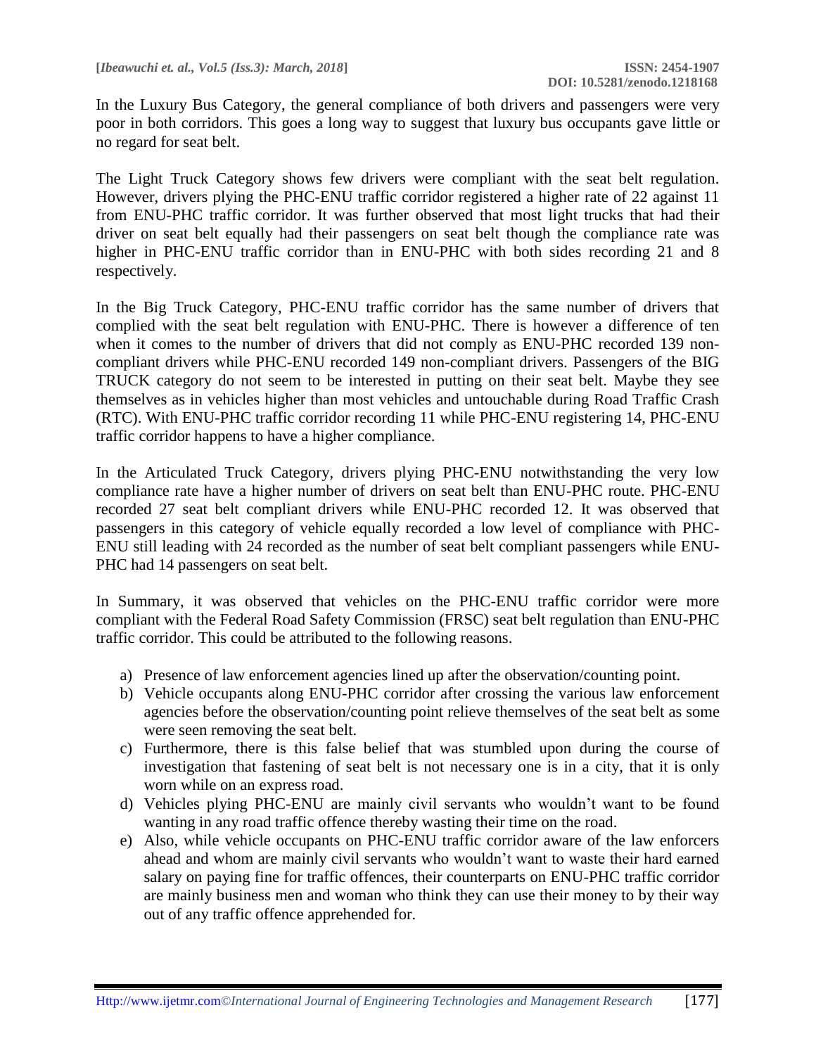In the Luxury Bus Category, the general compliance of both drivers and passengers were very poor in both corridors. This goes a long way to suggest that luxury bus occupants gave little or no regard for seat belt.

The Light Truck Category shows few drivers were compliant with the seat belt regulation. However, drivers plying the PHC-ENU traffic corridor registered a higher rate of 22 against 11 from ENU-PHC traffic corridor. It was further observed that most light trucks that had their driver on seat belt equally had their passengers on seat belt though the compliance rate was higher in PHC-ENU traffic corridor than in ENU-PHC with both sides recording 21 and 8 respectively.

In the Big Truck Category, PHC-ENU traffic corridor has the same number of drivers that complied with the seat belt regulation with ENU-PHC. There is however a difference of ten when it comes to the number of drivers that did not comply as ENU-PHC recorded 139 non-compliant drivers while PHC-ENU recorded 149 non-compliant drivers. Passengers of the BIG TRUCK category do not seem to be interested in putting on their seat belt. Maybe they see themselves as in vehicles higher than most vehicles and untouchable during Road Traffic Crash (RTC). With ENU-PHC traffic corridor recording 11 while PHC-ENU registering 14, PHC-ENU traffic corridor happens to have a higher compliance.

In the Articulated Truck Category, drivers plying PHC-ENU notwithstanding the very low compliance rate have a higher number of drivers on seat belt than ENU-PHC route. PHC-ENU recorded 27 seat belt compliant drivers while ENU-PHC recorded 12. It was observed that passengers in this category of vehicle equally recorded a low level of compliance with PHC-ENU still leading with 24 recorded as the number of seat belt compliant passengers while ENU-PHC had 14 passengers on seat belt.

In Summary, it was observed that vehicles on the PHC-ENU traffic corridor were more compliant with the Federal Road Safety Commission (FRSC) seat belt regulation than ENU-PHC traffic corridor. This could be attributed to the following reasons.

a) Presence of law enforcement agencies lined up after the observation/counting point.
b) Vehicle occupants along ENU-PHC corridor after crossing the various law enforcement agencies before the observation/counting point relieve themselves of the seat belt as some were seen removing the seat belt.
c) Furthermore, there is this false belief that was stumbled upon during the course of investigation that fastening of seat belt is not necessary one is in a city, that it is only worn while on an express road.
d) Vehicles plying PHC-ENU are mainly civil servants who wouldn't want to be found wanting in any road traffic offence thereby wasting their time on the road.
e) Also, while vehicle occupants on PHC-ENU traffic corridor aware of the law enforcers ahead and whom are mainly civil servants who wouldn't want to waste their hard earned salary on paying fine for traffic offences, their counterparts on ENU-PHC traffic corridor are mainly business men and woman who think they can use their money to by their way out of any traffic offence apprehended for.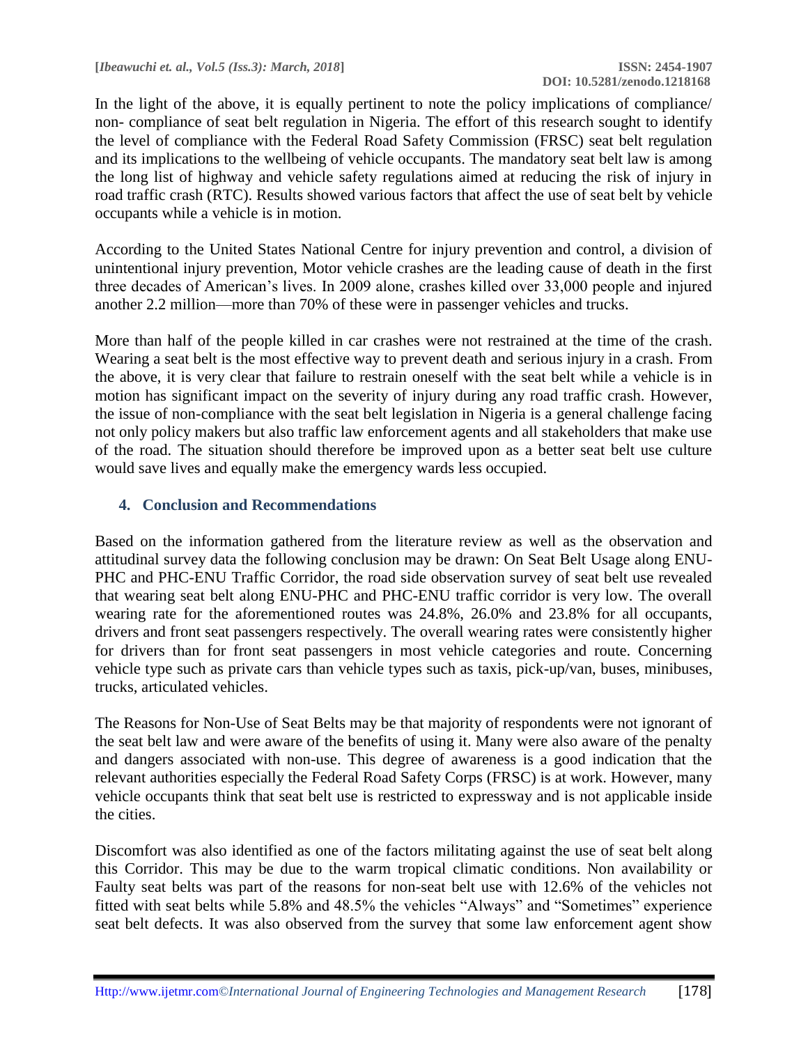In the light of the above, it is equally pertinent to note the policy implications of compliance/ non- compliance of seat belt regulation in Nigeria. The effort of this research sought to identify the level of compliance with the Federal Road Safety Commission (FRSC) seat belt regulation and its implications to the wellbeing of vehicle occupants. The mandatory seat belt law is among the long list of highway and vehicle safety regulations aimed at reducing the risk of injury in road traffic crash (RTC). Results showed various factors that affect the use of seat belt by vehicle occupants while a vehicle is in motion.

According to the United States National Centre for injury prevention and control, a division of unintentional injury prevention, Motor vehicle crashes are the leading cause of death in the first three decades of American's lives. In 2009 alone, crashes killed over 33,000 people and injured another 2.2 million—more than 70% of these were in passenger vehicles and trucks.

More than half of the people killed in car crashes were not restrained at the time of the crash. Wearing a seat belt is the most effective way to prevent death and serious injury in a crash. From the above, it is very clear that failure to restrain oneself with the seat belt while a vehicle is in motion has significant impact on the severity of injury during any road traffic crash. However, the issue of non-compliance with the seat belt legislation in Nigeria is a general challenge facing not only policy makers but also traffic law enforcement agents and all stakeholders that make use of the road. The situation should therefore be improved upon as a better seat belt use culture would save lives and equally make the emergency wards less occupied.

## 4. Conclusion and Recommendations

Based on the information gathered from the literature review as well as the observation and attitudinal survey data the following conclusion may be drawn: On Seat Belt Usage along ENU-PHC and PHC-ENU Traffic Corridor, the road side observation survey of seat belt use revealed that wearing seat belt along ENU-PHC and PHC-ENU traffic corridor is very low. The overall wearing rate for the aforementioned routes was 24.8%, 26.0% and 23.8% for all occupants, drivers and front seat passengers respectively. The overall wearing rates were consistently higher for drivers than for front seat passengers in most vehicle categories and route. Concerning vehicle type such as private cars than vehicle types such as taxis, pick-up/van, buses, minibuses, trucks, articulated vehicles.

The Reasons for Non-Use of Seat Belts may be that majority of respondents were not ignorant of the seat belt law and were aware of the benefits of using it. Many were also aware of the penalty and dangers associated with non-use. This degree of awareness is a good indication that the relevant authorities especially the Federal Road Safety Corps (FRSC) is at work. However, many vehicle occupants think that seat belt use is restricted to expressway and is not applicable inside the cities.

Discomfort was also identified as one of the factors militating against the use of seat belt along this Corridor. This may be due to the warm tropical climatic conditions. Non availability or Faulty seat belts was part of the reasons for non-seat belt use with 12.6% of the vehicles not fitted with seat belts while 5.8% and 48.5% the vehicles "Always" and "Sometimes" experience seat belt defects. It was also observed from the survey that some law enforcement agent show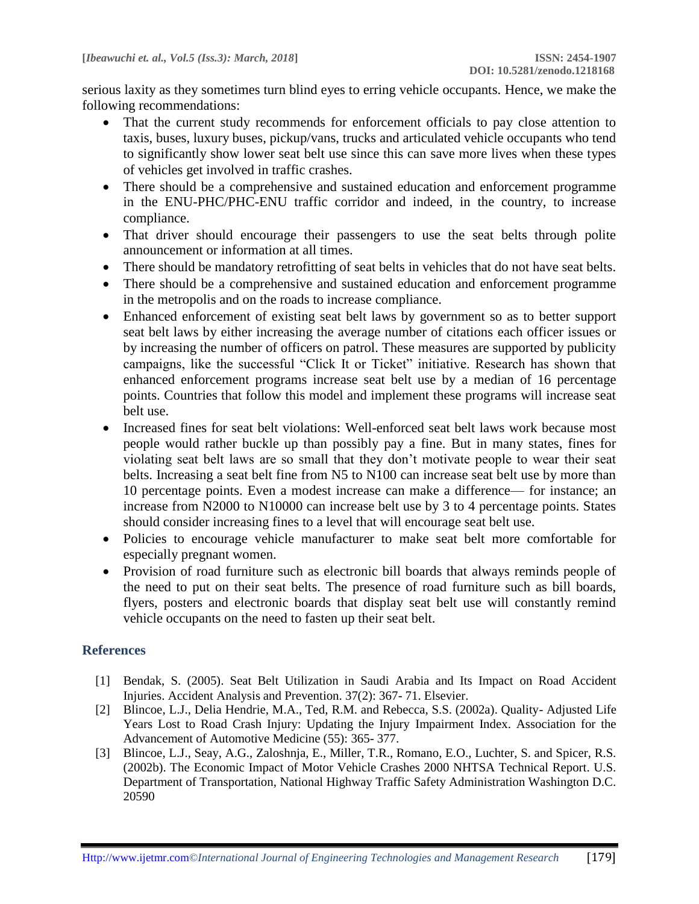serious laxity as they sometimes turn blind eyes to erring vehicle occupants. Hence, we make the following recommendations:

- That the current study recommends for enforcement officials to pay close attention to taxis, buses, luxury buses, pickup/vans, trucks and articulated vehicle occupants who tend to significantly show lower seat belt use since this can save more lives when these types of vehicles get involved in traffic crashes.
- There should be a comprehensive and sustained education and enforcement programme in the ENU-PHC/PHC-ENU traffic corridor and indeed, in the country, to increase compliance.
- That driver should encourage their passengers to use the seat belts through polite announcement or information at all times.
- There should be mandatory retrofitting of seat belts in vehicles that do not have seat belts.
- There should be a comprehensive and sustained education and enforcement programme in the metropolis and on the roads to increase compliance.
- Enhanced enforcement of existing seat belt laws by government so as to better support seat belt laws by either increasing the average number of citations each officer issues or by increasing the number of officers on patrol. These measures are supported by publicity campaigns, like the successful "Click It or Ticket" initiative. Research has shown that enhanced enforcement programs increase seat belt use by a median of 16 percentage points. Countries that follow this model and implement these programs will increase seat belt use.
- Increased fines for seat belt violations: Well-enforced seat belt laws work because most people would rather buckle up than possibly pay a fine. But in many states, fines for violating seat belt laws are so small that they don't motivate people to wear their seat belts. Increasing a seat belt fine from N5 to N100 can increase seat belt use by more than 10 percentage points. Even a modest increase can make a difference— for instance; an increase from N2000 to N10000 can increase belt use by 3 to 4 percentage points. States should consider increasing fines to a level that will encourage seat belt use.
- Policies to encourage vehicle manufacturer to make seat belt more comfortable for especially pregnant women.
- Provision of road furniture such as electronic bill boards that always reminds people of the need to put on their seat belts. The presence of road furniture such as bill boards, flyers, posters and electronic boards that display seat belt use will constantly remind vehicle occupants on the need to fasten up their seat belt.

## References

[1] Bendak, S. (2005). Seat Belt Utilization in Saudi Arabia and Its Impact on Road Accident Injuries. Accident Analysis and Prevention. 37(2): 367- 71. Elsevier.

[2] Blincoe, L.J., Delia Hendrie, M.A., Ted, R.M. and Rebecca, S.S. (2002a). Quality- Adjusted Life Years Lost to Road Crash Injury: Updating the Injury Impairment Index. Association for the Advancement of Automotive Medicine (55): 365- 377.

[3] Blincoe, L.J., Seay, A.G., Zaloshnja, E., Miller, T.R., Romano, E.O., Luchter, S. and Spicer, R.S. (2002b). The Economic Impact of Motor Vehicle Crashes 2000 NHTSA Technical Report. U.S. Department of Transportation, National Highway Traffic Safety Administration Washington D.C. 20590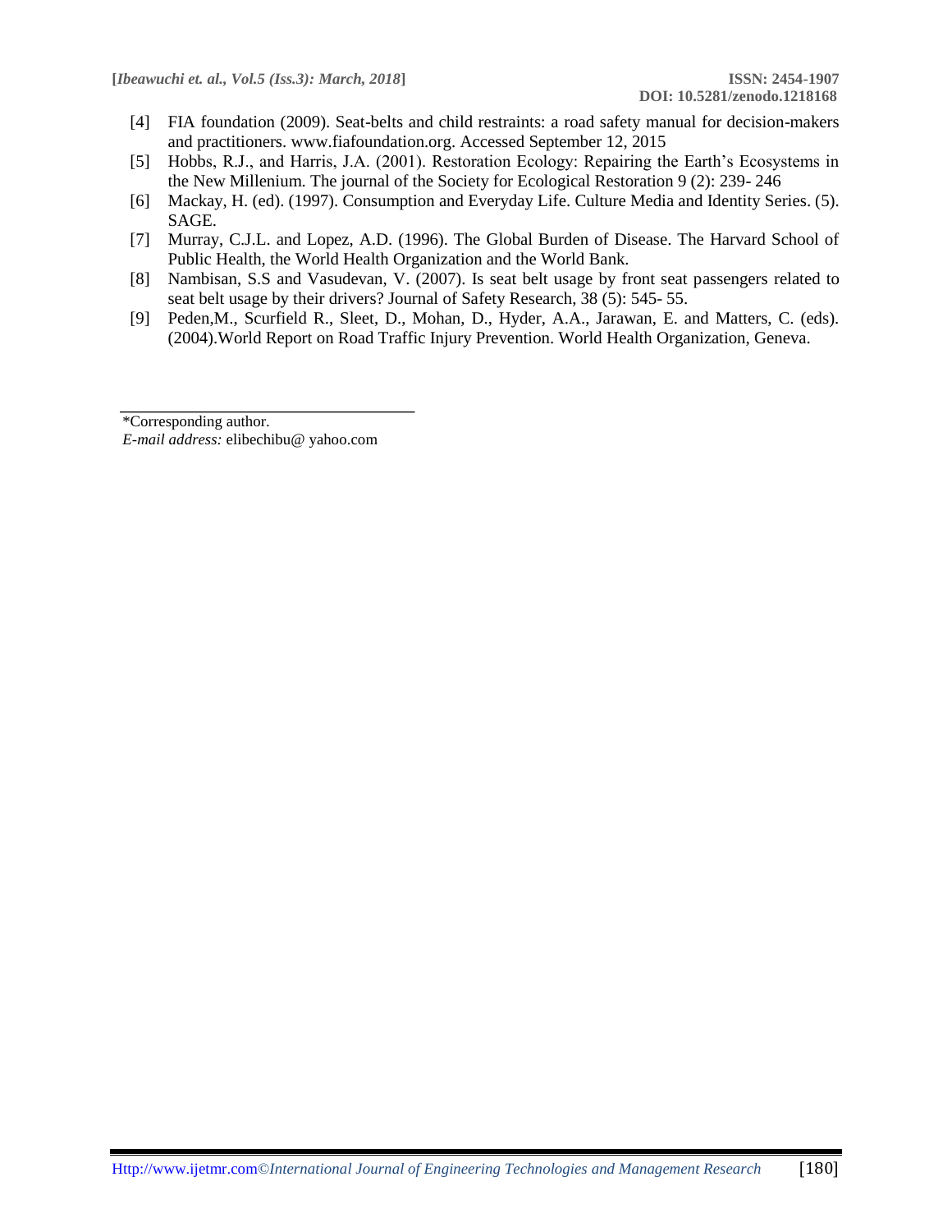[4] FIA foundation (2009). Seat-belts and child restraints: a road safety manual for decision-makers and practitioners. www.fiafoundation.org. Accessed September 12, 2015

[5] Hobbs, R.J., and Harris, J.A. (2001). Restoration Ecology: Repairing the Earth's Ecosystems in the New Millenium. The journal of the Society for Ecological Restoration 9 (2): 239- 246

[6] Mackay, H. (ed). (1997). Consumption and Everyday Life. Culture Media and Identity Series. (5). SAGE.

[7] Murray, C.J.L. and Lopez, A.D. (1996). The Global Burden of Disease. The Harvard School of Public Health, the World Health Organization and the World Bank.

[8] Nambisan, S.S and Vasudevan, V. (2007). Is seat belt usage by front seat passengers related to seat belt usage by their drivers? Journal of Safety Research, 38 (5): 545- 55.

[9] Peden,M., Scurfield R., Sleet, D., Mohan, D., Hyder, A.A., Jarawan, E. and Matters, C. (eds). (2004).World Report on Road Traffic Injury Prevention. World Health Organization, Geneva.

---

*Corresponding author.

*E-mail address:* elibechibu@ yahoo.com